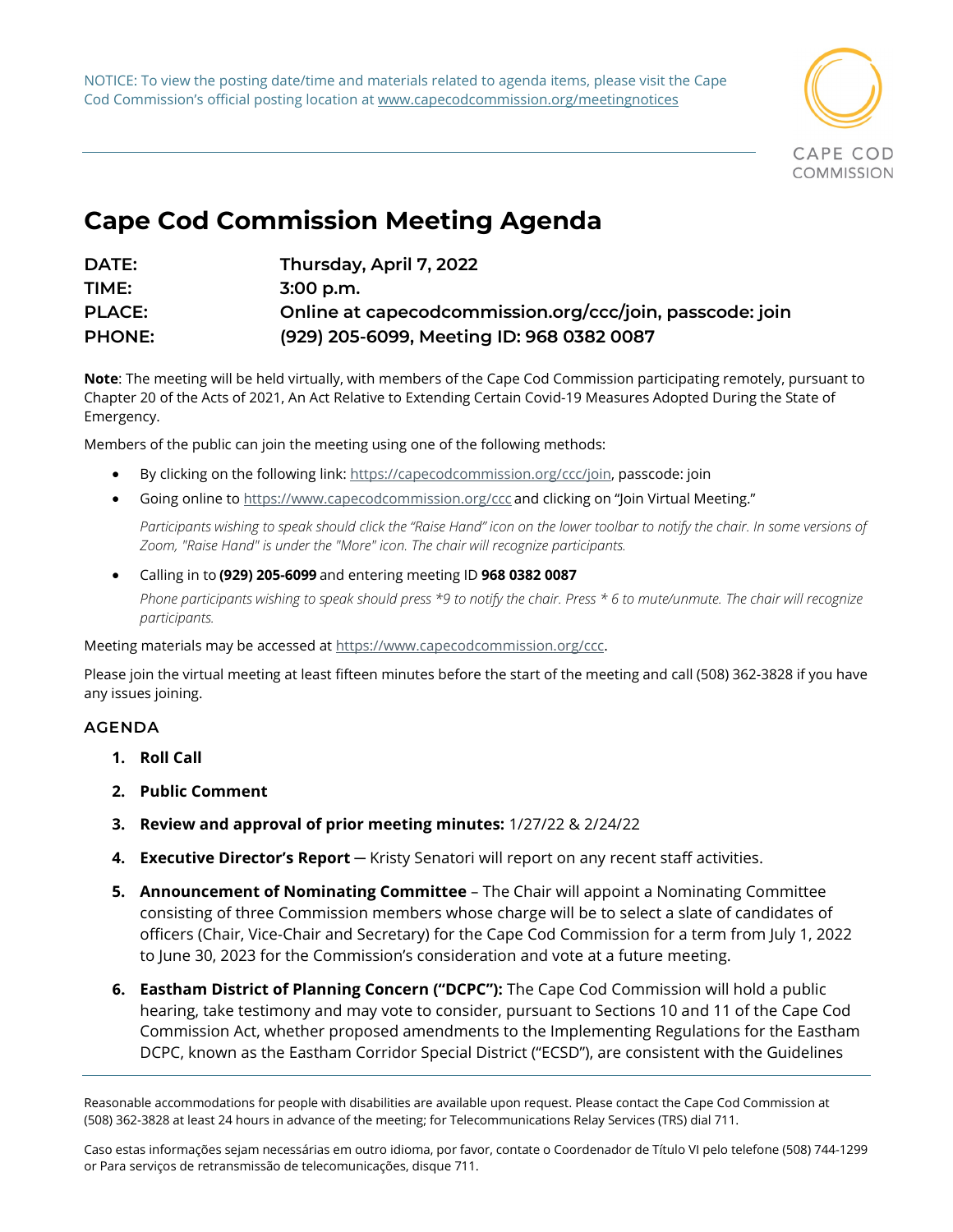NOTICE: To view the posting date/time and materials related to agenda items, please visit the Cape Cod Commission's official posting location at www.capecodcommission.org/meetingnotices

CAPE COD COMMISSION

# Cape Cod Commission Meeting Agenda

**DATE:** Thursday, April 7, 2022
**TIME:** 3:00 p.m.
**PLACE:** Online at capecodcommission.org/ccc/join, passcode: join
**PHONE:** (929) 205-6099, Meeting ID: 968 0382 0087

**Note**: The meeting will be held virtually, with members of the Cape Cod Commission participating remotely, pursuant to Chapter 20 of the Acts of 2021, An Act Relative to Extending Certain Covid-19 Measures Adopted During the State of Emergency.

Members of the public can join the meeting using one of the following methods:

- By clicking on the following link: https://capecodcommission.org/ccc/join, passcode: join
- Going online to https://www.capecodcommission.org/ccc and clicking on "Join Virtual Meeting."

  *Participants wishing to speak should click the "Raise Hand" icon on the lower toolbar to notify the chair. In some versions of Zoom, "Raise Hand" is under the "More" icon. The chair will recognize participants.*

- Calling in to **(929) 205-6099** and entering meeting ID **968 0382 0087**

  *Phone participants wishing to speak should press *9 to notify the chair. Press * 6 to mute/unmute. The chair will recognize participants.*

Meeting materials may be accessed at https://www.capecodcommission.org/ccc.

Please join the virtual meeting at least fifteen minutes before the start of the meeting and call (508) 362-3828 if you have any issues joining.

### AGENDA

1. **Roll Call**
2. **Public Comment**
3. **Review and approval of prior meeting minutes:** 1/27/22 & 2/24/22
4. **Executive Director's Report** — Kristy Senatori will report on any recent staff activities.
5. **Announcement of Nominating Committee** – The Chair will appoint a Nominating Committee consisting of three Commission members whose charge will be to select a slate of candidates of officers (Chair, Vice-Chair and Secretary) for the Cape Cod Commission for a term from July 1, 2022 to June 30, 2023 for the Commission's consideration and vote at a future meeting.
6. **Eastham District of Planning Concern ("DCPC"):** The Cape Cod Commission will hold a public hearing, take testimony and may vote to consider, pursuant to Sections 10 and 11 of the Cape Cod Commission Act, whether proposed amendments to the Implementing Regulations for the Eastham DCPC, known as the Eastham Corridor Special District ("ECSD"), are consistent with the Guidelines

Reasonable accommodations for people with disabilities are available upon request. Please contact the Cape Cod Commission at (508) 362-3828 at least 24 hours in advance of the meeting; for Telecommunications Relay Services (TRS) dial 711.

Caso estas informações sejam necessárias em outro idioma, por favor, contate o Coordenador de Título VI pelo telefone (508) 744-1299 or Para serviços de retransmissão de telecomunicações, disque 711.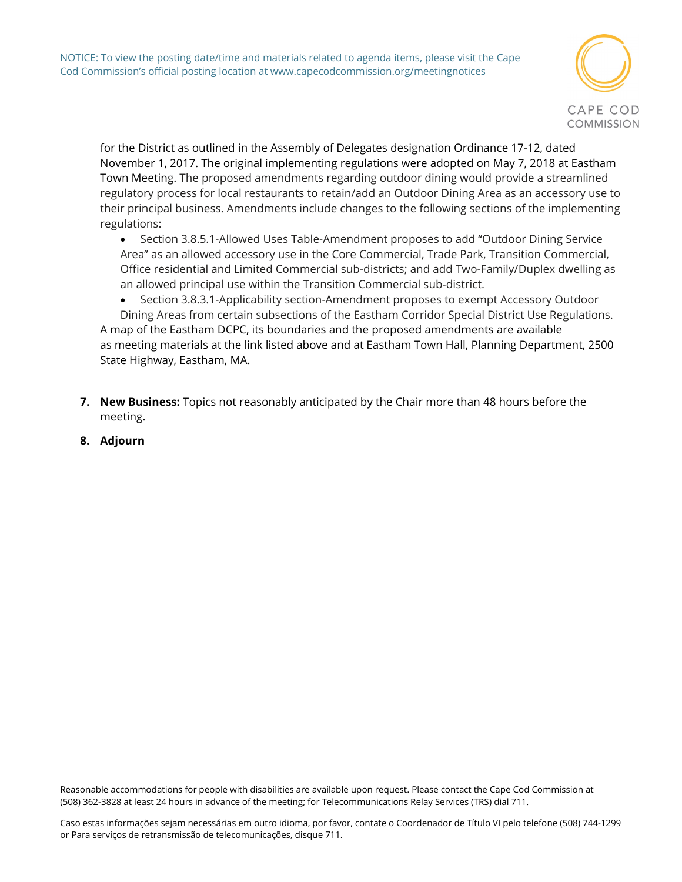for the District as outlined in the Assembly of Delegates designation Ordinance 17-12, dated November 1, 2017. The original implementing regulations were adopted on May 7, 2018 at Eastham Town Meeting. The proposed amendments regarding outdoor dining would provide a streamlined regulatory process for local restaurants to retain/add an Outdoor Dining Area as an accessory use to their principal business. Amendments include changes to the following sections of the implementing regulations:

- Section 3.8.5.1-Allowed Uses Table-Amendment proposes to add "Outdoor Dining Service Area" as an allowed accessory use in the Core Commercial, Trade Park, Transition Commercial, Office residential and Limited Commercial sub-districts; and add Two-Family/Duplex dwelling as an allowed principal use within the Transition Commercial sub-district.
- Section 3.8.3.1-Applicability section-Amendment proposes to exempt Accessory Outdoor Dining Areas from certain subsections of the Eastham Corridor Special District Use Regulations.

A map of the Eastham DCPC, its boundaries and the proposed amendments are available as meeting materials at the link listed above and at Eastham Town Hall, Planning Department, 2500 State Highway, Eastham, MA.

7. **New Business:** Topics not reasonably anticipated by the Chair more than 48 hours before the meeting.

8. **Adjourn**

Reasonable accommodations for people with disabilities are available upon request. Please contact the Cape Cod Commission at (508) 362-3828 at least 24 hours in advance of the meeting; for Telecommunications Relay Services (TRS) dial 711.

Caso estas informações sejam necessárias em outro idioma, por favor, contate o Coordenador de Título VI pelo telefone (508) 744-1299 or Para serviços de retransmissão de telecomunicações, disque 711.